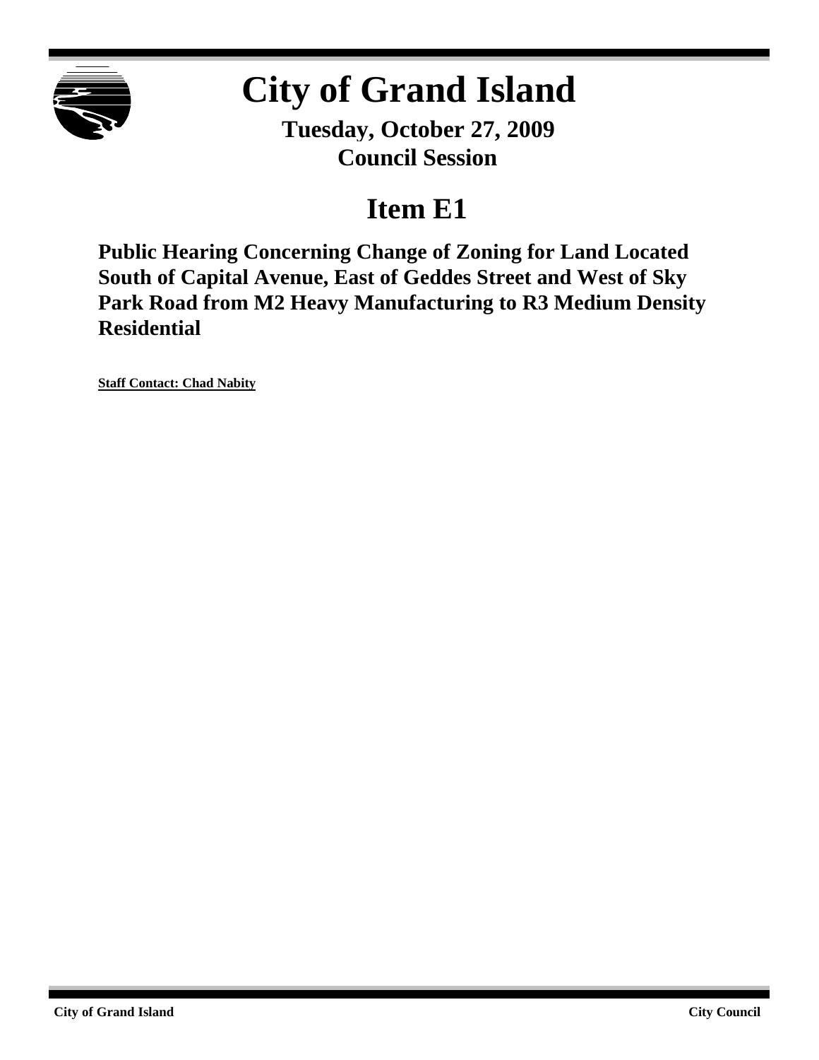# City of Grand Island

**Tuesday, October 27, 2009**
**Council Session**

## Item E1

**Public Hearing Concerning Change of Zoning for Land Located South of Capital Avenue, East of Geddes Street and West of Sky Park Road from M2 Heavy Manufacturing to R3 Medium Density Residential**

**Staff Contact: Chad Nabity**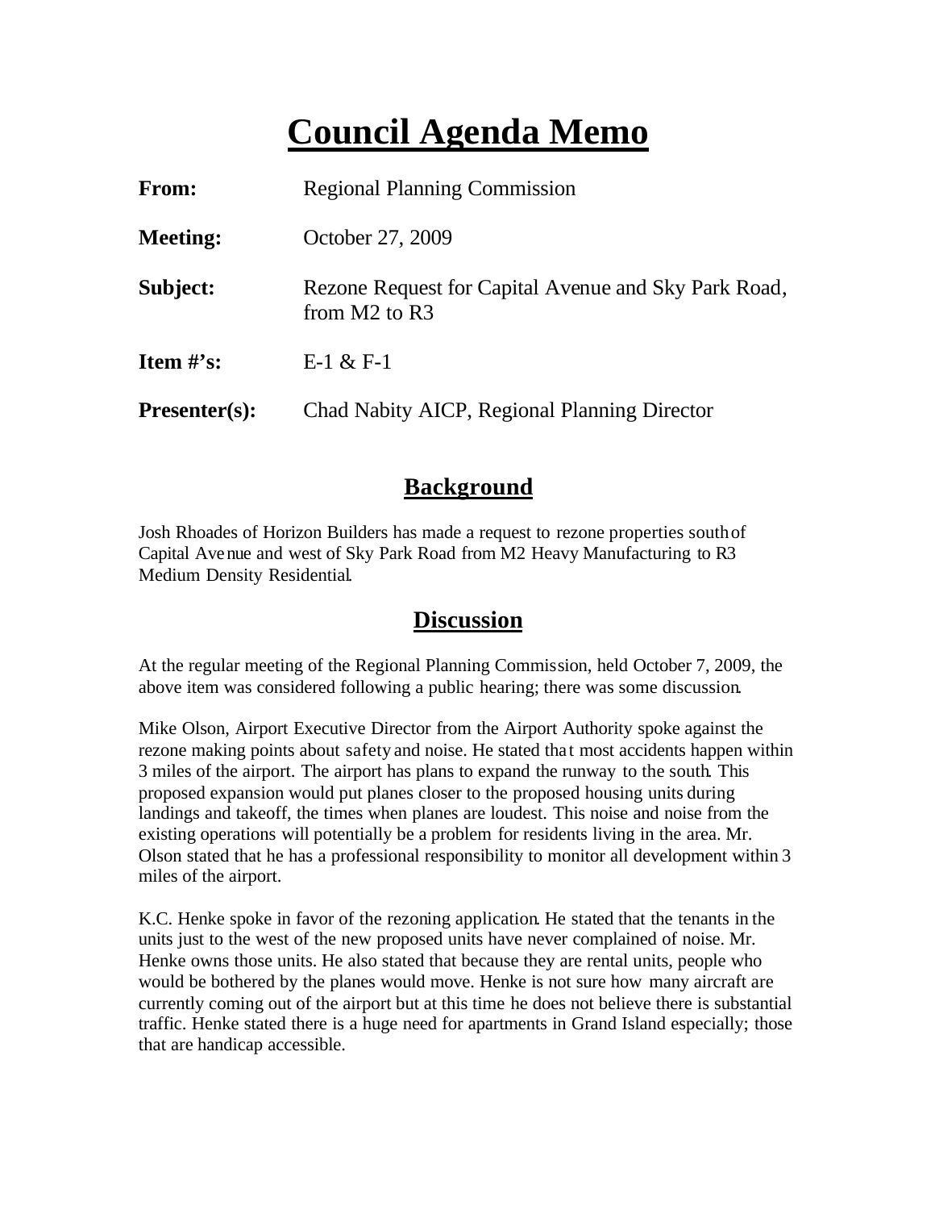# Council Agenda Memo

| | |
|---|---|
| **From:** | Regional Planning Commission |
| **Meeting:** | October 27, 2009 |
| **Subject:** | Rezone Request for Capital Avenue and Sky Park Road, from M2 to R3 |
| **Item #'s:** | E-1 & F-1 |
| **Presenter(s):** | Chad Nabity AICP, Regional Planning Director |

## Background

Josh Rhoades of Horizon Builders has made a request to rezone properties south of Capital Avenue and west of Sky Park Road from M2 Heavy Manufacturing to R3 Medium Density Residential.

## Discussion

At the regular meeting of the Regional Planning Commission, held October 7, 2009, the above item was considered following a public hearing; there was some discussion.

Mike Olson, Airport Executive Director from the Airport Authority spoke against the rezone making points about safety and noise. He stated that most accidents happen within 3 miles of the airport. The airport has plans to expand the runway to the south. This proposed expansion would put planes closer to the proposed housing units during landings and takeoff, the times when planes are loudest. This noise and noise from the existing operations will potentially be a problem for residents living in the area. Mr. Olson stated that he has a professional responsibility to monitor all development within 3 miles of the airport.

K.C. Henke spoke in favor of the rezoning application. He stated that the tenants in the units just to the west of the new proposed units have never complained of noise. Mr. Henke owns those units. He also stated that because they are rental units, people who would be bothered by the planes would move. Henke is not sure how many aircraft are currently coming out of the airport but at this time he does not believe there is substantial traffic. Henke stated there is a huge need for apartments in Grand Island especially; those that are handicap accessible.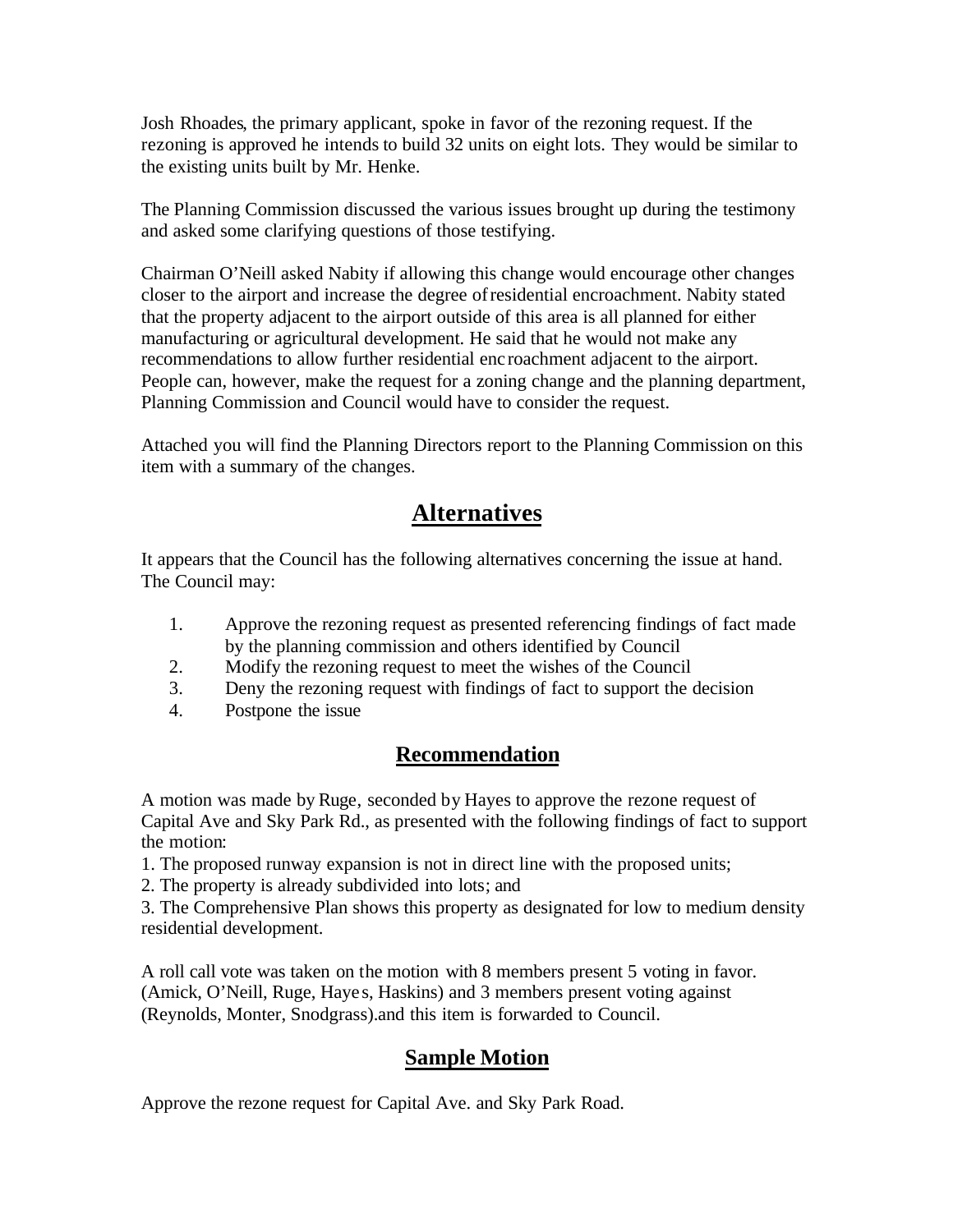Josh Rhoades, the primary applicant, spoke in favor of the rezoning request. If the rezoning is approved he intends to build 32 units on eight lots. They would be similar to the existing units built by Mr. Henke.

The Planning Commission discussed the various issues brought up during the testimony and asked some clarifying questions of those testifying.

Chairman O'Neill asked Nabity if allowing this change would encourage other changes closer to the airport and increase the degree of residential encroachment. Nabity stated that the property adjacent to the airport outside of this area is all planned for either manufacturing or agricultural development. He said that he would not make any recommendations to allow further residential encroachment adjacent to the airport. People can, however, make the request for a zoning change and the planning department, Planning Commission and Council would have to consider the request.

Attached you will find the Planning Directors report to the Planning Commission on this item with a summary of the changes.

## Alternatives

It appears that the Council has the following alternatives concerning the issue at hand. The Council may:

1. Approve the rezoning request as presented referencing findings of fact made by the planning commission and others identified by Council
2. Modify the rezoning request to meet the wishes of the Council
3. Deny the rezoning request with findings of fact to support the decision
4. Postpone the issue

## Recommendation

A motion was made by Ruge, seconded by Hayes to approve the rezone request of Capital Ave and Sky Park Rd., as presented with the following findings of fact to support the motion:

1. The proposed runway expansion is not in direct line with the proposed units;
2. The property is already subdivided into lots; and
3. The Comprehensive Plan shows this property as designated for low to medium density residential development.

A roll call vote was taken on the motion with 8 members present 5 voting in favor. (Amick, O'Neill, Ruge, Hayes, Haskins) and 3 members present voting against (Reynolds, Monter, Snodgrass).and this item is forwarded to Council.

## Sample Motion

Approve the rezone request for Capital Ave. and Sky Park Road.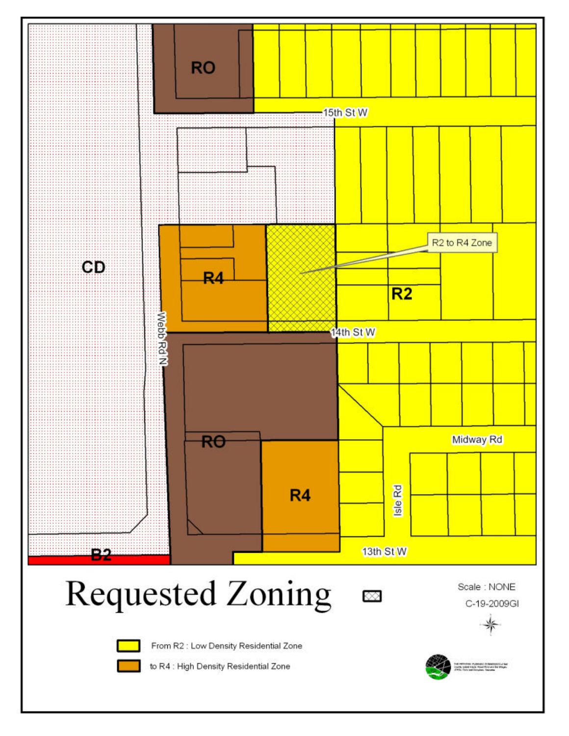RO

15th St W

CD

R4

R2 to R4 Zone

R2

Webb Rd N

14th St W

RO

Midway Rd

R4

Isle Rd

B2

13th St W

# Requested Zoning

Scale : NONE

C-19-2009GI

From R2 : Low Density Residential Zone

to R4 : High Density Residential Zone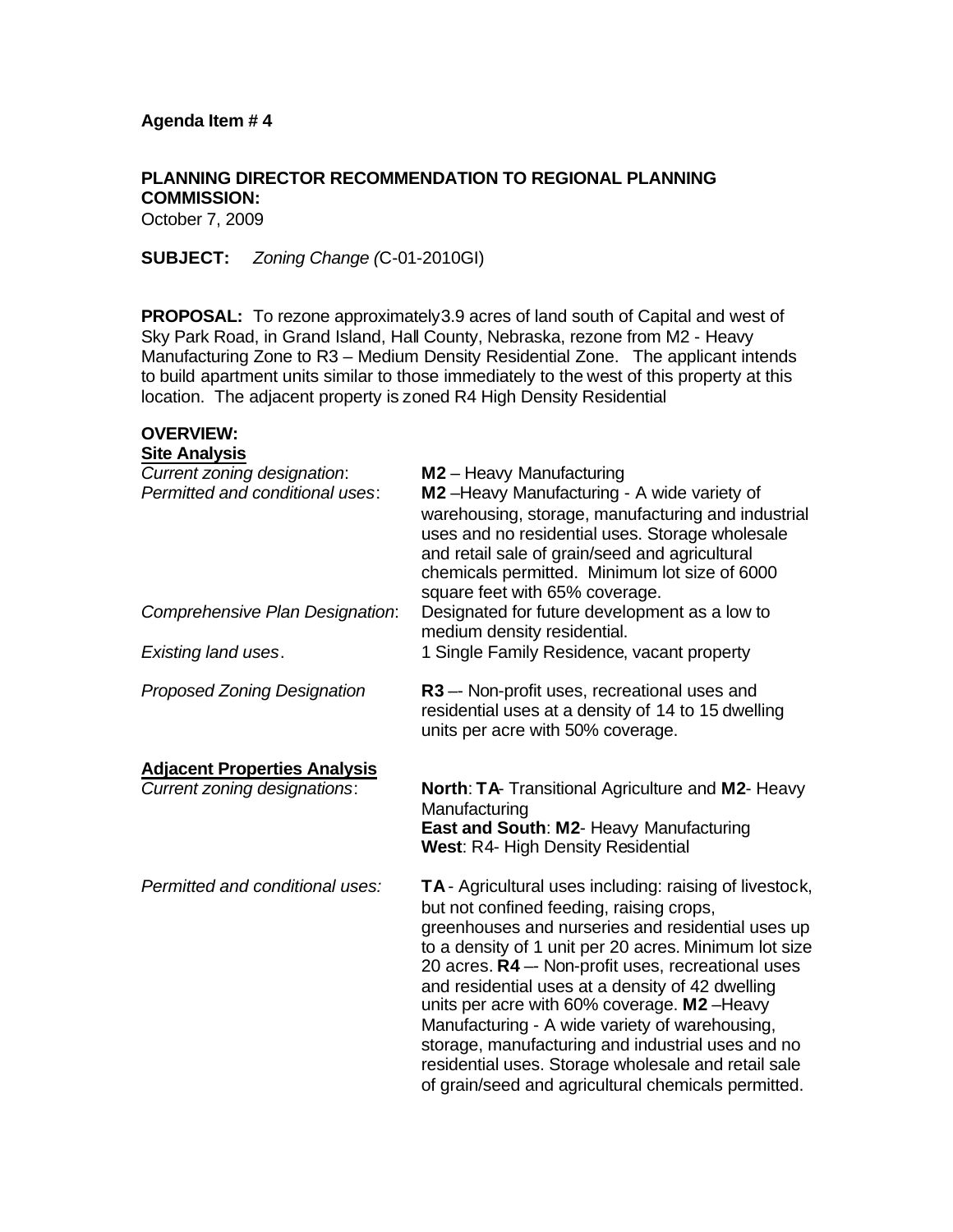**Agenda Item # 4**

**PLANNING DIRECTOR RECOMMENDATION TO REGIONAL PLANNING COMMISSION:**
October 7, 2009

**SUBJECT:** *Zoning Change (*C-01-2010GI)

**PROPOSAL:** To rezone approximately3.9 acres of land south of Capital and west of Sky Park Road, in Grand Island, Hall County, Nebraska, rezone from M2 - Heavy Manufacturing Zone to R3 – Medium Density Residential Zone. The applicant intends to build apartment units similar to those immediately to the west of this property at this location. The adjacent property is zoned R4 High Density Residential

**OVERVIEW:**

**Site Analysis**

| | |
|---|---|
| *Current zoning designation*: | **M2** – Heavy Manufacturing |
| *Permitted and conditional uses*: | **M2** –Heavy Manufacturing - A wide variety of warehousing, storage, manufacturing and industrial uses and no residential uses. Storage wholesale and retail sale of grain/seed and agricultural chemicals permitted. Minimum lot size of 6000 square feet with 65% coverage. |
| *Comprehensive Plan Designation*: | Designated for future development as a low to medium density residential. |
| *Existing land uses*. | 1 Single Family Residence, vacant property |
| *Proposed Zoning Designation* | **R3** –- Non-profit uses, recreational uses and residential uses at a density of 14 to 15 dwelling units per acre with 50% coverage. |

**Adjacent Properties Analysis**

| | |
|---|---|
| *Current zoning designations*: | **North**: **TA**- Transitional Agriculture and **M2**- Heavy Manufacturing<br>**East and South**: **M2**- Heavy Manufacturing<br>**West**: R4- High Density Residential |
| *Permitted and conditional uses:* | **TA** - Agricultural uses including: raising of livestock, but not confined feeding, raising crops, greenhouses and nurseries and residential uses up to a density of 1 unit per 20 acres. Minimum lot size 20 acres. **R4** –- Non-profit uses, recreational uses and residential uses at a density of 42 dwelling units per acre with 60% coverage. **M2** –Heavy Manufacturing - A wide variety of warehousing, storage, manufacturing and industrial uses and no residential uses. Storage wholesale and retail sale of grain/seed and agricultural chemicals permitted. |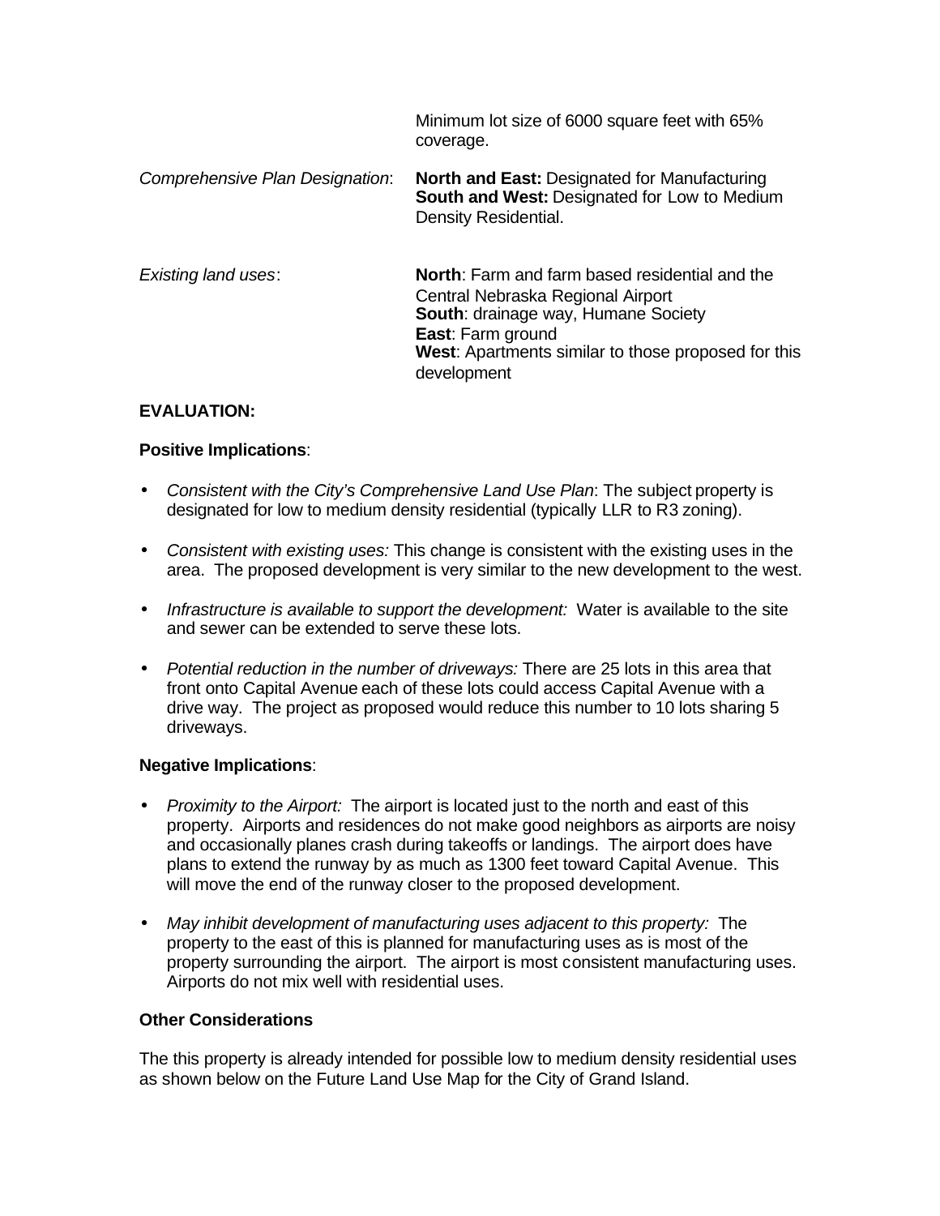| | |
|---|---|
| | Minimum lot size of 6000 square feet with 65% coverage. |
| *Comprehensive Plan Designation*: | **North and East:** Designated for Manufacturing<br>**South and West:** Designated for Low to Medium Density Residential. |
| *Existing land uses*: | **North**: Farm and farm based residential and the Central Nebraska Regional Airport<br>**South**: drainage way, Humane Society<br>**East**: Farm ground<br>**West**: Apartments similar to those proposed for this development |

**EVALUATION:**

**Positive Implications**:

- *Consistent with the City's Comprehensive Land Use Plan*: The subject property is designated for low to medium density residential (typically LLR to R3 zoning).

- *Consistent with existing uses:* This change is consistent with the existing uses in the area. The proposed development is very similar to the new development to the west.

- *Infrastructure is available to support the development:* Water is available to the site and sewer can be extended to serve these lots.

- *Potential reduction in the number of driveways:* There are 25 lots in this area that front onto Capital Avenue each of these lots could access Capital Avenue with a drive way. The project as proposed would reduce this number to 10 lots sharing 5 driveways.

**Negative Implications**:

- *Proximity to the Airport:* The airport is located just to the north and east of this property. Airports and residences do not make good neighbors as airports are noisy and occasionally planes crash during takeoffs or landings. The airport does have plans to extend the runway by as much as 1300 feet toward Capital Avenue. This will move the end of the runway closer to the proposed development.

- *May inhibit development of manufacturing uses adjacent to this property:* The property to the east of this is planned for manufacturing uses as is most of the property surrounding the airport. The airport is most consistent manufacturing uses. Airports do not mix well with residential uses.

**Other Considerations**

The this property is already intended for possible low to medium density residential uses as shown below on the Future Land Use Map for the City of Grand Island.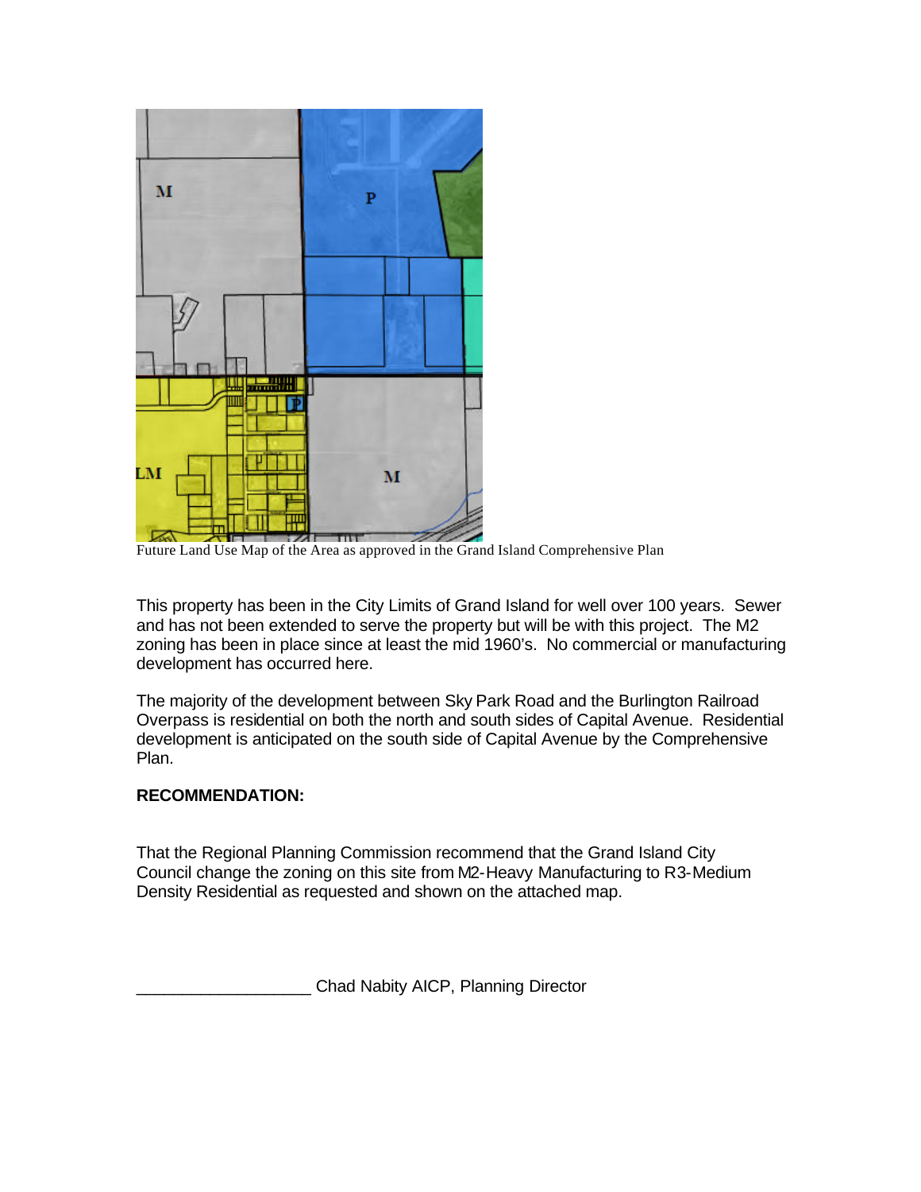M

P

LM

P

M

Future Land Use Map of the Area as approved in the Grand Island Comprehensive Plan

This property has been in the City Limits of Grand Island for well over 100 years. Sewer and has not been extended to serve the property but will be with this project. The M2 zoning has been in place since at least the mid 1960's. No commercial or manufacturing development has occurred here.

The majority of the development between Sky Park Road and the Burlington Railroad Overpass is residential on both the north and south sides of Capital Avenue. Residential development is anticipated on the south side of Capital Avenue by the Comprehensive Plan.

**RECOMMENDATION:**

That the Regional Planning Commission recommend that the Grand Island City Council change the zoning on this site from M2-Heavy Manufacturing to R3-Medium Density Residential as requested and shown on the attached map.

___________________ Chad Nabity AICP, Planning Director